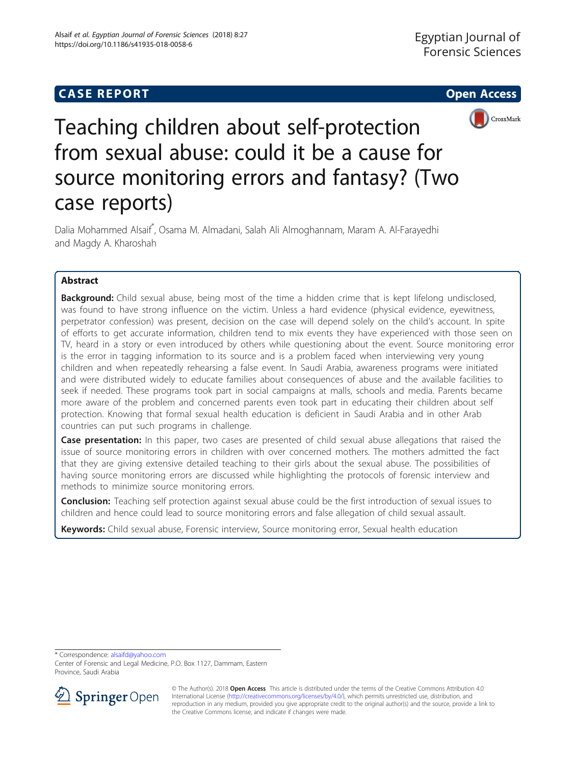CASE REPORT

Open Access

# Teaching children about self-protection from sexual abuse: could it be a cause for source monitoring errors and fantasy? (Two case reports)

Dalia Mohammed Alsaif*, Osama M. Almadani, Salah Ali Almoghannam, Maram A. Al-Farayedhi and Magdy A. Kharoshah

## Abstract

**Background:** Child sexual abuse, being most of the time a hidden crime that is kept lifelong undisclosed, was found to have strong influence on the victim. Unless a hard evidence (physical evidence, eyewitness, perpetrator confession) was present, decision on the case will depend solely on the child's account. In spite of efforts to get accurate information, children tend to mix events they have experienced with those seen on TV, heard in a story or even introduced by others while questioning about the event. Source monitoring error is the error in tagging information to its source and is a problem faced when interviewing very young children and when repeatedly rehearsing a false event. In Saudi Arabia, awareness programs were initiated and were distributed widely to educate families about consequences of abuse and the available facilities to seek if needed. These programs took part in social campaigns at malls, schools and media. Parents became more aware of the problem and concerned parents even took part in educating their children about self protection. Knowing that formal sexual health education is deficient in Saudi Arabia and in other Arab countries can put such programs in challenge.

**Case presentation:** In this paper, two cases are presented of child sexual abuse allegations that raised the issue of source monitoring errors in children with over concerned mothers. The mothers admitted the fact that they are giving extensive detailed teaching to their girls about the sexual abuse. The possibilities of having source monitoring errors are discussed while highlighting the protocols of forensic interview and methods to minimize source monitoring errors.

**Conclusion:** Teaching self protection against sexual abuse could be the first introduction of sexual issues to children and hence could lead to source monitoring errors and false allegation of child sexual assault.

**Keywords:** Child sexual abuse, Forensic interview, Source monitoring error, Sexual health education

* Correspondence: alsaifd@yahoo.com
Center of Forensic and Legal Medicine, P.O. Box 1127, Dammam, Eastern Province, Saudi Arabia

© The Author(s). 2018 **Open Access** This article is distributed under the terms of the Creative Commons Attribution 4.0 International License (http://creativecommons.org/licenses/by/4.0/), which permits unrestricted use, distribution, and reproduction in any medium, provided you give appropriate credit to the original author(s) and the source, provide a link to the Creative Commons license, and indicate if changes were made.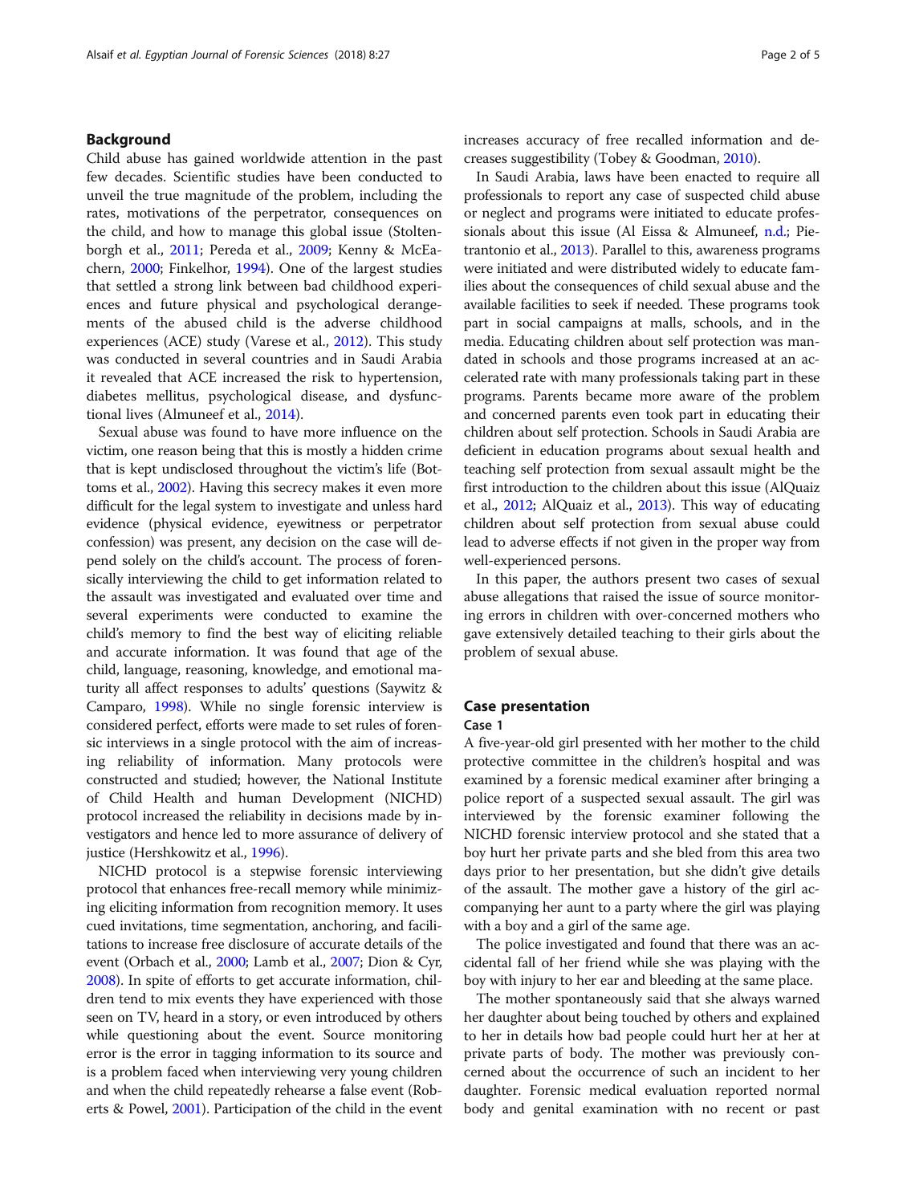## Background

Child abuse has gained worldwide attention in the past few decades. Scientific studies have been conducted to unveil the true magnitude of the problem, including the rates, motivations of the perpetrator, consequences on the child, and how to manage this global issue (Stoltenborgh et al., 2011; Pereda et al., 2009; Kenny & McEachern, 2000; Finkelhor, 1994). One of the largest studies that settled a strong link between bad childhood experiences and future physical and psychological derangements of the abused child is the adverse childhood experiences (ACE) study (Varese et al., 2012). This study was conducted in several countries and in Saudi Arabia it revealed that ACE increased the risk to hypertension, diabetes mellitus, psychological disease, and dysfunctional lives (Almuneef et al., 2014).

Sexual abuse was found to have more influence on the victim, one reason being that this is mostly a hidden crime that is kept undisclosed throughout the victim's life (Bottoms et al., 2002). Having this secrecy makes it even more difficult for the legal system to investigate and unless hard evidence (physical evidence, eyewitness or perpetrator confession) was present, any decision on the case will depend solely on the child's account. The process of forensically interviewing the child to get information related to the assault was investigated and evaluated over time and several experiments were conducted to examine the child's memory to find the best way of eliciting reliable and accurate information. It was found that age of the child, language, reasoning, knowledge, and emotional maturity all affect responses to adults' questions (Saywitz & Camparo, 1998). While no single forensic interview is considered perfect, efforts were made to set rules of forensic interviews in a single protocol with the aim of increasing reliability of information. Many protocols were constructed and studied; however, the National Institute of Child Health and human Development (NICHD) protocol increased the reliability in decisions made by investigators and hence led to more assurance of delivery of justice (Hershkowitz et al., 1996).

NICHD protocol is a stepwise forensic interviewing protocol that enhances free-recall memory while minimizing eliciting information from recognition memory. It uses cued invitations, time segmentation, anchoring, and facilitations to increase free disclosure of accurate details of the event (Orbach et al., 2000; Lamb et al., 2007; Dion & Cyr, 2008). In spite of efforts to get accurate information, children tend to mix events they have experienced with those seen on TV, heard in a story, or even introduced by others while questioning about the event. Source monitoring error is the error in tagging information to its source and is a problem faced when interviewing very young children and when the child repeatedly rehearse a false event (Roberts & Powel, 2001). Participation of the child in the event increases accuracy of free recalled information and decreases suggestibility (Tobey & Goodman, 2010).

In Saudi Arabia, laws have been enacted to require all professionals to report any case of suspected child abuse or neglect and programs were initiated to educate professionals about this issue (Al Eissa & Almuneef, n.d.; Pietrantonio et al., 2013). Parallel to this, awareness programs were initiated and were distributed widely to educate families about the consequences of child sexual abuse and the available facilities to seek if needed. These programs took part in social campaigns at malls, schools, and in the media. Educating children about self protection was mandated in schools and those programs increased at an accelerated rate with many professionals taking part in these programs. Parents became more aware of the problem and concerned parents even took part in educating their children about self protection. Schools in Saudi Arabia are deficient in education programs about sexual health and teaching self protection from sexual assault might be the first introduction to the children about this issue (AlQuaiz et al., 2012; AlQuaiz et al., 2013). This way of educating children about self protection from sexual abuse could lead to adverse effects if not given in the proper way from well-experienced persons.

In this paper, the authors present two cases of sexual abuse allegations that raised the issue of source monitoring errors in children with over-concerned mothers who gave extensively detailed teaching to their girls about the problem of sexual abuse.

## Case presentation

### Case 1

A five-year-old girl presented with her mother to the child protective committee in the children's hospital and was examined by a forensic medical examiner after bringing a police report of a suspected sexual assault. The girl was interviewed by the forensic examiner following the NICHD forensic interview protocol and she stated that a boy hurt her private parts and she bled from this area two days prior to her presentation, but she didn't give details of the assault. The mother gave a history of the girl accompanying her aunt to a party where the girl was playing with a boy and a girl of the same age.

The police investigated and found that there was an accidental fall of her friend while she was playing with the boy with injury to her ear and bleeding at the same place.

The mother spontaneously said that she always warned her daughter about being touched by others and explained to her in details how bad people could hurt her at her at private parts of body. The mother was previously concerned about the occurrence of such an incident to her daughter. Forensic medical evaluation reported normal body and genital examination with no recent or past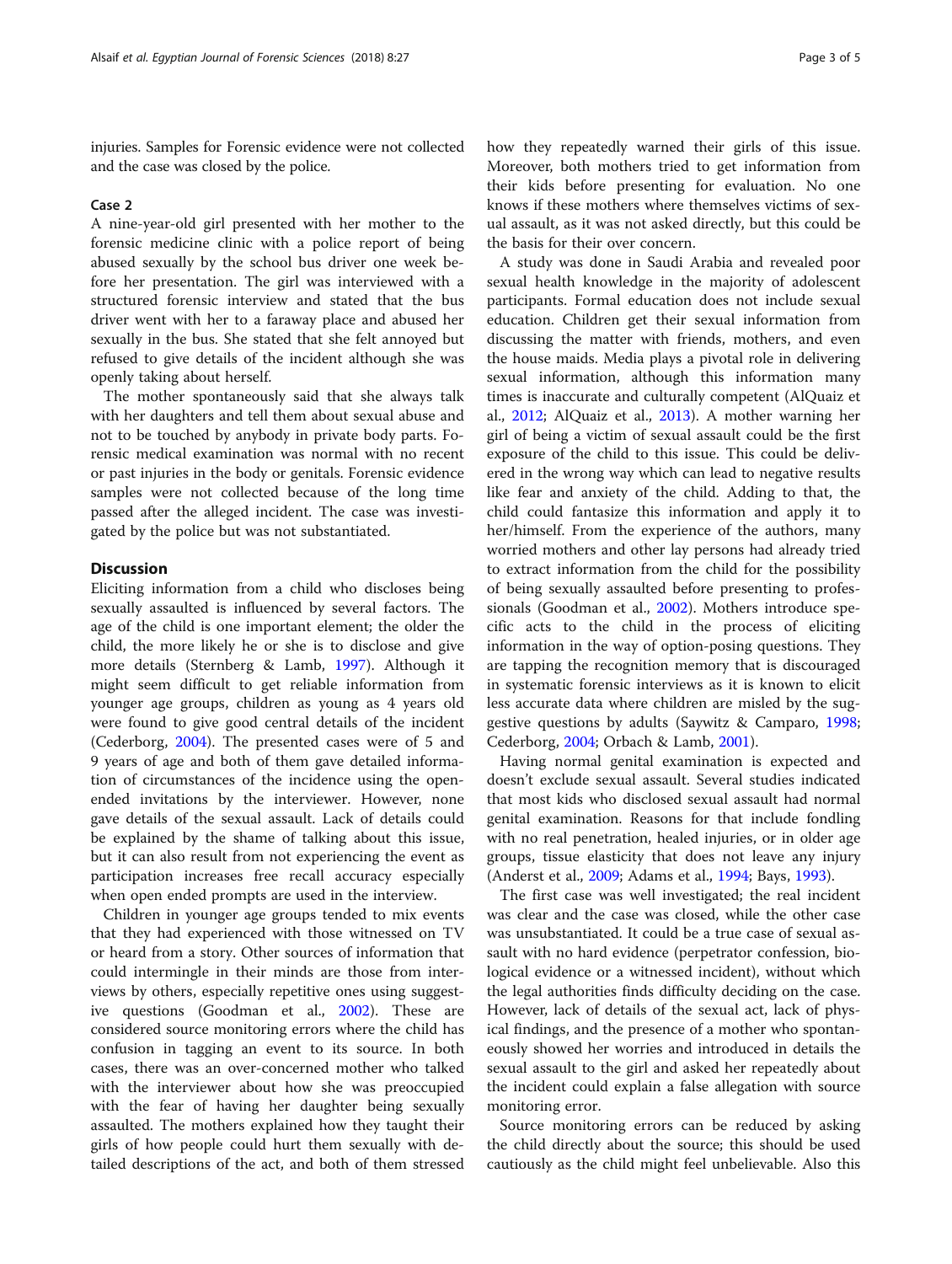injuries. Samples for Forensic evidence were not collected and the case was closed by the police.

### Case 2

A nine-year-old girl presented with her mother to the forensic medicine clinic with a police report of being abused sexually by the school bus driver one week before her presentation. The girl was interviewed with a structured forensic interview and stated that the bus driver went with her to a faraway place and abused her sexually in the bus. She stated that she felt annoyed but refused to give details of the incident although she was openly taking about herself.

The mother spontaneously said that she always talk with her daughters and tell them about sexual abuse and not to be touched by anybody in private body parts. Forensic medical examination was normal with no recent or past injuries in the body or genitals. Forensic evidence samples were not collected because of the long time passed after the alleged incident. The case was investigated by the police but was not substantiated.

## Discussion

Eliciting information from a child who discloses being sexually assaulted is influenced by several factors. The age of the child is one important element; the older the child, the more likely he or she is to disclose and give more details (Sternberg & Lamb, 1997). Although it might seem difficult to get reliable information from younger age groups, children as young as 4 years old were found to give good central details of the incident (Cederborg, 2004). The presented cases were of 5 and 9 years of age and both of them gave detailed information of circumstances of the incidence using the open-ended invitations by the interviewer. However, none gave details of the sexual assault. Lack of details could be explained by the shame of talking about this issue, but it can also result from not experiencing the event as participation increases free recall accuracy especially when open ended prompts are used in the interview.

Children in younger age groups tended to mix events that they had experienced with those witnessed on TV or heard from a story. Other sources of information that could intermingle in their minds are those from interviews by others, especially repetitive ones using suggestive questions (Goodman et al., 2002). These are considered source monitoring errors where the child has confusion in tagging an event to its source. In both cases, there was an over-concerned mother who talked with the interviewer about how she was preoccupied with the fear of having her daughter being sexually assaulted. The mothers explained how they taught their girls of how people could hurt them sexually with detailed descriptions of the act, and both of them stressed how they repeatedly warned their girls of this issue. Moreover, both mothers tried to get information from their kids before presenting for evaluation. No one knows if these mothers where themselves victims of sexual assault, as it was not asked directly, but this could be the basis for their over concern.

A study was done in Saudi Arabia and revealed poor sexual health knowledge in the majority of adolescent participants. Formal education does not include sexual education. Children get their sexual information from discussing the matter with friends, mothers, and even the house maids. Media plays a pivotal role in delivering sexual information, although this information many times is inaccurate and culturally competent (AlQuaiz et al., 2012; AlQuaiz et al., 2013). A mother warning her girl of being a victim of sexual assault could be the first exposure of the child to this issue. This could be delivered in the wrong way which can lead to negative results like fear and anxiety of the child. Adding to that, the child could fantasize this information and apply it to her/himself. From the experience of the authors, many worried mothers and other lay persons had already tried to extract information from the child for the possibility of being sexually assaulted before presenting to professionals (Goodman et al., 2002). Mothers introduce specific acts to the child in the process of eliciting information in the way of option-posing questions. They are tapping the recognition memory that is discouraged in systematic forensic interviews as it is known to elicit less accurate data where children are misled by the suggestive questions by adults (Saywitz & Camparo, 1998; Cederborg, 2004; Orbach & Lamb, 2001).

Having normal genital examination is expected and doesn't exclude sexual assault. Several studies indicated that most kids who disclosed sexual assault had normal genital examination. Reasons for that include fondling with no real penetration, healed injuries, or in older age groups, tissue elasticity that does not leave any injury (Anderst et al., 2009; Adams et al., 1994; Bays, 1993).

The first case was well investigated; the real incident was clear and the case was closed, while the other case was unsubstantiated. It could be a true case of sexual assault with no hard evidence (perpetrator confession, biological evidence or a witnessed incident), without which the legal authorities finds difficulty deciding on the case. However, lack of details of the sexual act, lack of physical findings, and the presence of a mother who spontaneously showed her worries and introduced in details the sexual assault to the girl and asked her repeatedly about the incident could explain a false allegation with source monitoring error.

Source monitoring errors can be reduced by asking the child directly about the source; this should be used cautiously as the child might feel unbelievable. Also this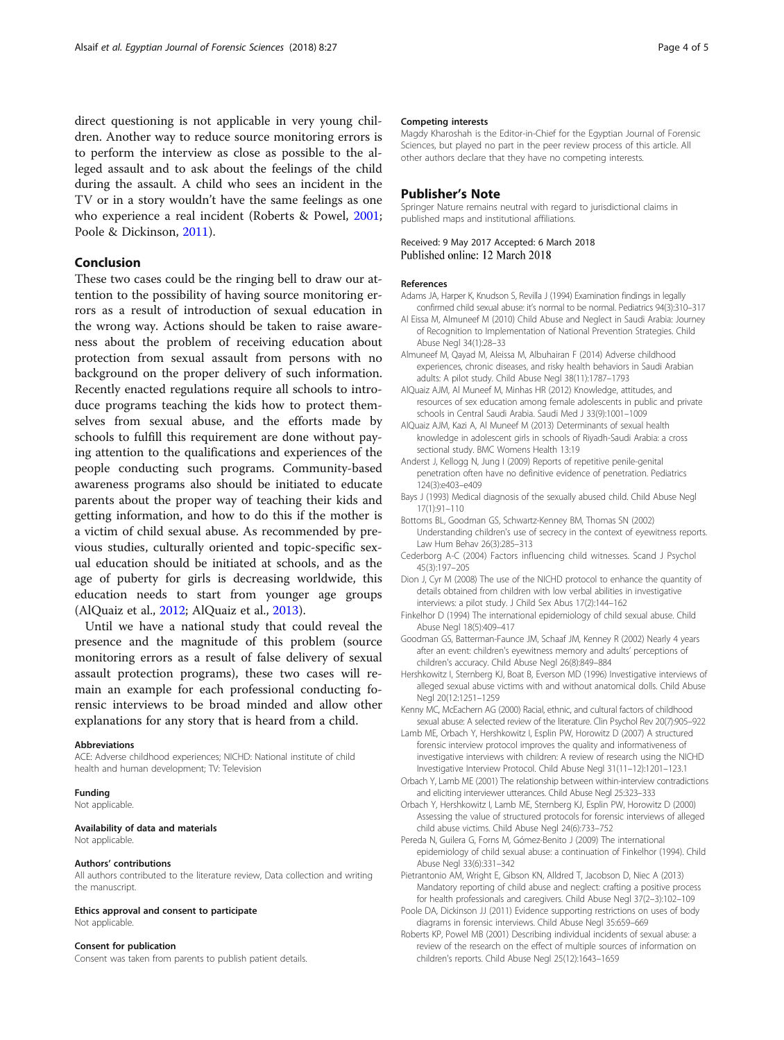direct questioning is not applicable in very young children. Another way to reduce source monitoring errors is to perform the interview as close as possible to the alleged assault and to ask about the feelings of the child during the assault. A child who sees an incident in the TV or in a story wouldn't have the same feelings as one who experience a real incident (Roberts & Powel, 2001; Poole & Dickinson, 2011).

## Conclusion

These two cases could be the ringing bell to draw our attention to the possibility of having source monitoring errors as a result of introduction of sexual education in the wrong way. Actions should be taken to raise awareness about the problem of receiving education about protection from sexual assault from persons with no background on the proper delivery of such information. Recently enacted regulations require all schools to introduce programs teaching the kids how to protect themselves from sexual abuse, and the efforts made by schools to fulfill this requirement are done without paying attention to the qualifications and experiences of the people conducting such programs. Community-based awareness programs also should be initiated to educate parents about the proper way of teaching their kids and getting information, and how to do this if the mother is a victim of child sexual abuse. As recommended by previous studies, culturally oriented and topic-specific sexual education should be initiated at schools, and as the age of puberty for girls is decreasing worldwide, this education needs to start from younger age groups (AlQuaiz et al., 2012; AlQuaiz et al., 2013).

Until we have a national study that could reveal the presence and the magnitude of this problem (source monitoring errors as a result of false delivery of sexual assault protection programs), these two cases will remain an example for each professional conducting forensic interviews to be broad minded and allow other explanations for any story that is heard from a child.

#### Abbreviations

ACE: Adverse childhood experiences; NICHD: National institute of child health and human development; TV: Television

#### Funding

Not applicable.

#### Availability of data and materials

Not applicable.

#### Authors' contributions

All authors contributed to the literature review, Data collection and writing the manuscript.

#### Ethics approval and consent to participate

Not applicable.

#### Consent for publication

Consent was taken from parents to publish patient details.

#### Competing interests

Magdy Kharoshah is the Editor-in-Chief for the Egyptian Journal of Forensic Sciences, but played no part in the peer review process of this article. All other authors declare that they have no competing interests.

## Publisher's Note

Springer Nature remains neutral with regard to jurisdictional claims in published maps and institutional affiliations.

Received: 9 May 2017 Accepted: 6 March 2018
Published online: 12 March 2018

#### References

Adams JA, Harper K, Knudson S, Revilla J (1994) Examination findings in legally confirmed child sexual abuse: it's normal to be normal. Pediatrics 94(3):310–317

Al Eissa M, Almuneef M (2010) Child Abuse and Neglect in Saudi Arabia: Journey of Recognition to Implementation of National Prevention Strategies. Child Abuse Negl 34(1):28–33

Almuneef M, Qayad M, Aleissa M, Albuhairan F (2014) Adverse childhood experiences, chronic diseases, and risky health behaviors in Saudi Arabian adults: A pilot study. Child Abuse Negl 38(11):1787–1793

AlQuaiz AJM, Al Muneef M, Minhas HR (2012) Knowledge, attitudes, and resources of sex education among female adolescents in public and private schools in Central Saudi Arabia. Saudi Med J 33(9):1001–1009

AlQuaiz AJM, Kazi A, Al Muneef M (2013) Determinants of sexual health knowledge in adolescent girls in schools of Riyadh-Saudi Arabia: a cross sectional study. BMC Womens Health 13:19

Anderst J, Kellogg N, Jung I (2009) Reports of repetitive penile-genital penetration often have no definitive evidence of penetration. Pediatrics 124(3):e403–e409

Bays J (1993) Medical diagnosis of the sexually abused child. Child Abuse Negl 17(1):91–110

Bottoms BL, Goodman GS, Schwartz-Kenney BM, Thomas SN (2002) Understanding children's use of secrecy in the context of eyewitness reports. Law Hum Behav 26(3):285–313

Cederborg A-C (2004) Factors influencing child witnesses. Scand J Psychol 45(3):197–205

Dion J, Cyr M (2008) The use of the NICHD protocol to enhance the quantity of details obtained from children with low verbal abilities in investigative interviews: a pilot study. J Child Sex Abus 17(2):144–162

Finkelhor D (1994) The international epidemiology of child sexual abuse. Child Abuse Negl 18(5):409–417

Goodman GS, Batterman-Faunce JM, Schaaf JM, Kenney R (2002) Nearly 4 years after an event: children's eyewitness memory and adults' perceptions of children's accuracy. Child Abuse Negl 26(8):849–884

Hershkowitz I, Sternberg KJ, Boat B, Everson MD (1996) Investigative interviews of alleged sexual abuse victims with and without anatomical dolls. Child Abuse Negl 20(12:1251–1259

Kenny MC, McEachern AG (2000) Racial, ethnic, and cultural factors of childhood sexual abuse: A selected review of the literature. Clin Psychol Rev 20(7):905–922

Lamb ME, Orbach Y, Hershkowitz I, Esplin PW, Horowitz D (2007) A structured forensic interview protocol improves the quality and informativeness of investigative interviews with children: A review of research using the NICHD Investigative Interview Protocol. Child Abuse Negl 31(11–12):1201–123.1

Orbach Y, Lamb ME (2001) The relationship between within-interview contradictions and eliciting interviewer utterances. Child Abuse Negl 25:323–333

Orbach Y, Hershkowitz I, Lamb ME, Sternberg KJ, Esplin PW, Horowitz D (2000) Assessing the value of structured protocols for forensic interviews of alleged child abuse victims. Child Abuse Negl 24(6):733–752

Pereda N, Guilera G, Forns M, Gómez-Benito J (2009) The international epidemiology of child sexual abuse: a continuation of Finkelhor (1994). Child Abuse Negl 33(6):331–342

Pietrantonio AM, Wright E, Gibson KN, Alldred T, Jacobson D, Niec A (2013) Mandatory reporting of child abuse and neglect: crafting a positive process for health professionals and caregivers. Child Abuse Negl 37(2–3):102–109

Poole DA, Dickinson JJ (2011) Evidence supporting restrictions on uses of body diagrams in forensic interviews. Child Abuse Negl 35:659–669

Roberts KP, Powel MB (2001) Describing individual incidents of sexual abuse: a review of the research on the effect of multiple sources of information on children's reports. Child Abuse Negl 25(12):1643–1659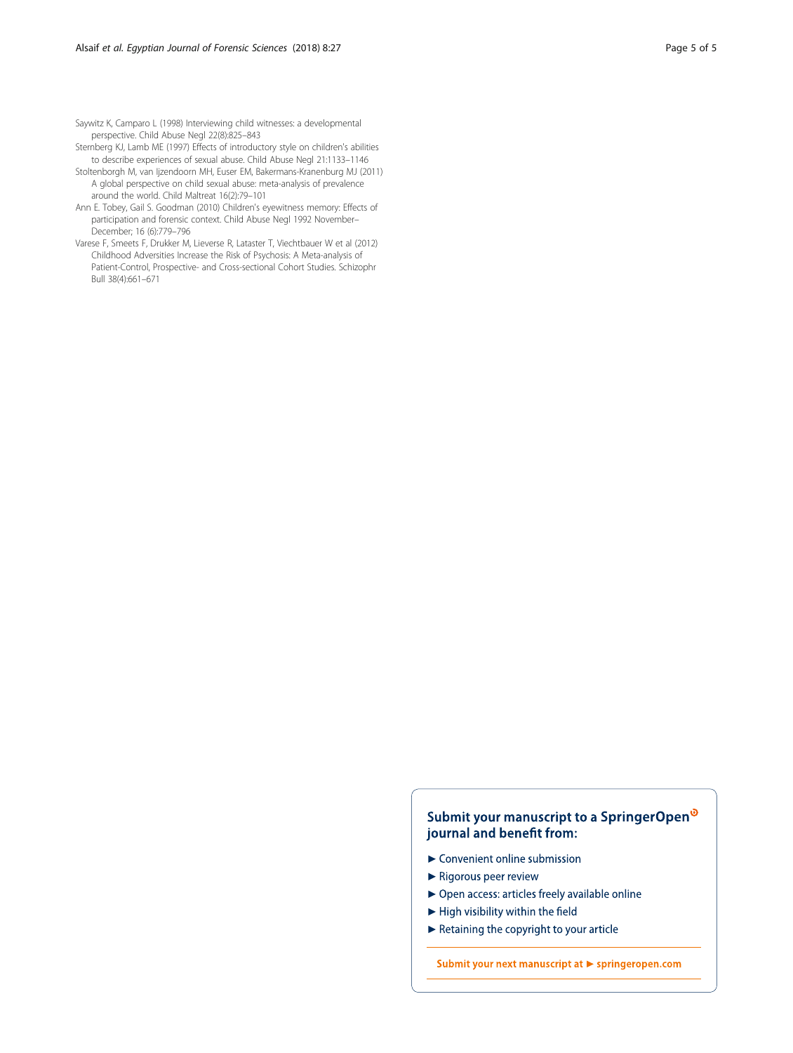Saywitz K, Camparo L (1998) Interviewing child witnesses: a developmental perspective. Child Abuse Negl 22(8):825–843

Sternberg KJ, Lamb ME (1997) Effects of introductory style on children's abilities to describe experiences of sexual abuse. Child Abuse Negl 21:1133–1146

Stoltenborgh M, van Ijzendoorn MH, Euser EM, Bakermans-Kranenburg MJ (2011) A global perspective on child sexual abuse: meta-analysis of prevalence around the world. Child Maltreat 16(2):79–101

Ann E. Tobey, Gail S. Goodman (2010) Children's eyewitness memory: Effects of participation and forensic context. Child Abuse Negl 1992 November–December; 16 (6):779–796

Varese F, Smeets F, Drukker M, Lieverse R, Lataster T, Viechtbauer W et al (2012) Childhood Adversities Increase the Risk of Psychosis: A Meta-analysis of Patient-Control, Prospective- and Cross-sectional Cohort Studies. Schizophr Bull 38(4):661–671

**Submit your manuscript to a SpringerOpen journal and benefit from:**

- ► Convenient online submission
- ► Rigorous peer review
- ► Open access: articles freely available online
- ► High visibility within the field
- ► Retaining the copyright to your article

**Submit your next manuscript at ► springeropen.com**